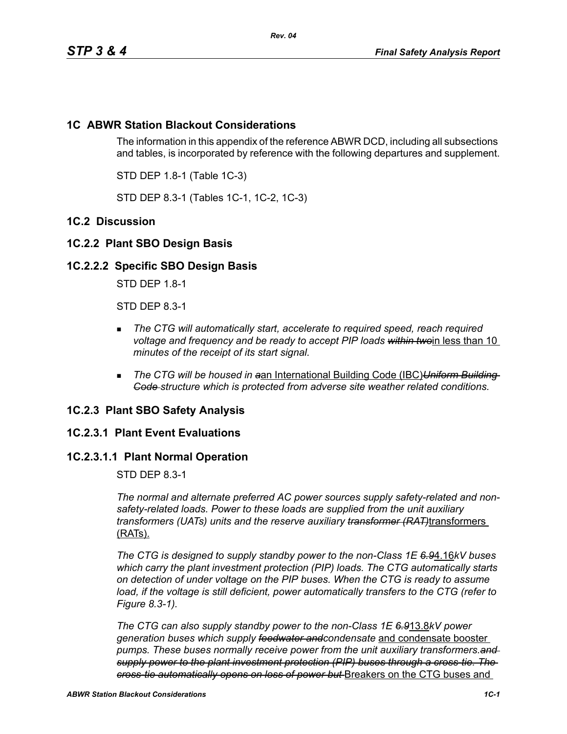# 1C ABWR Station Blackout Considerations

The information in this appendix of the reference ABWR DCD, including all subsections and tables, is incorporated by reference with the following departures and supplement.

STD DEP 1.8-1 (Table 1C-3)

STD DEP 8.3-1 (Tables 1C-1, 1C-2, 1C-3)

## 1C.2 Discussion

### 1C.2.2 Plant SBO Design Basis

#### 1C.2.2.2 Specific SBO Design Basis

STD DEP 1.8-1

STD DEP 8.3-1

- *The CTG will automatically start, accelerate to required speed, reach required voltage and frequency and be ready to accept PIP loads ~~within two~~*in less than 10 *minutes of the receipt of its start signal.*
- *The CTG will be housed in ~~a~~*an International Building Code (IBC)*~~Uniform Building Code~~ structure which is protected from adverse site weather related conditions.*

### 1C.2.3 Plant SBO Safety Analysis

#### 1C.2.3.1 Plant Event Evaluations

##### 1C.2.3.1.1 Plant Normal Operation

STD DEP 8.3-1

*The normal and alternate preferred AC power sources supply safety-related and non-safety-related loads. Power to these loads are supplied from the unit auxiliary transformers (UATs) units and the reserve auxiliary ~~transformer (RAT)~~*transformers (RATs).

*The CTG is designed to supply standby power to the non-Class 1E ~~6.9~~*4.16*kV buses which carry the plant investment protection (PIP) loads. The CTG automatically starts on detection of under voltage on the PIP buses. When the CTG is ready to assume load, if the voltage is still deficient, power automatically transfers to the CTG (refer to Figure 8.3-1).*

*The CTG can also supply standby power to the non-Class 1E ~~6.9~~*13.8*kV power generation buses which supply ~~feedwater and~~condensate* and condensate booster *pumps. These buses normally receive power from the unit auxiliary transformers.~~and supply power to the plant investment protection (PIP) buses through a cross-tie. The cross-tie automatically opens on loss of power but~~* Breakers on the CTG buses and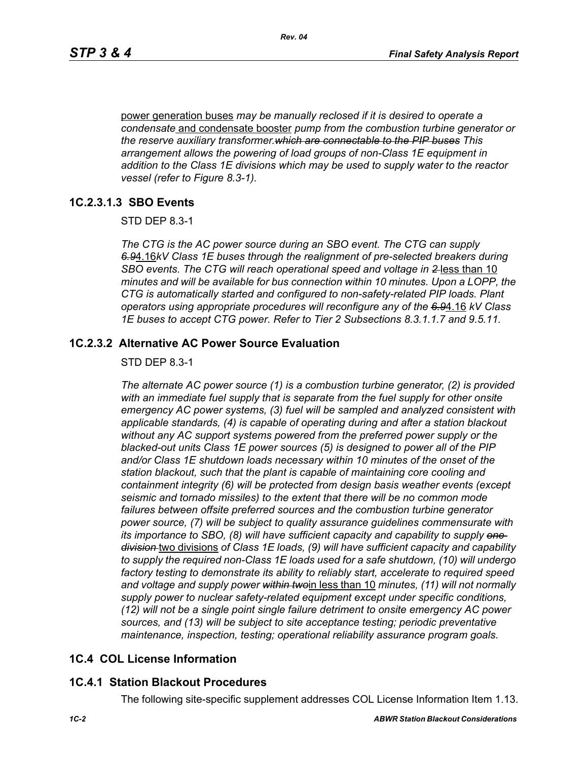power generation buses *may be manually reclosed if it is desired to operate a condensate* and condensate booster *pump from the combustion turbine generator or the reserve auxiliary transformer.~~which are connectable to the PIP buses~~ This arrangement allows the powering of load groups of non-Class 1E equipment in addition to the Class 1E divisions which may be used to supply water to the reactor vessel (refer to Figure 8.3-1).*

### 1C.2.3.1.3 SBO Events

STD DEP 8.3-1

*The CTG is the AC power source during an SBO event. The CTG can supply ~~6.9~~*4.16*kV Class 1E buses through the realignment of pre-selected breakers during SBO events. The CTG will reach operational speed and voltage in ~~2~~* less than 10 *minutes and will be available for bus connection within 10 minutes. Upon a LOPP, the CTG is automatically started and configured to non-safety-related PIP loads. Plant operators using appropriate procedures will reconfigure any of the ~~6.9~~*4.16 *kV Class 1E buses to accept CTG power. Refer to Tier 2 Subsections 8.3.1.1.7 and 9.5.11.*

### 1C.2.3.2 Alternative AC Power Source Evaluation

STD DEP 8.3-1

*The alternate AC power source (1) is a combustion turbine generator, (2) is provided with an immediate fuel supply that is separate from the fuel supply for other onsite emergency AC power systems, (3) fuel will be sampled and analyzed consistent with applicable standards, (4) is capable of operating during and after a station blackout without any AC support systems powered from the preferred power supply or the blacked-out units Class 1E power sources (5) is designed to power all of the PIP and/or Class 1E shutdown loads necessary within 10 minutes of the onset of the station blackout, such that the plant is capable of maintaining core cooling and containment integrity (6) will be protected from design basis weather events (except seismic and tornado missiles) to the extent that there will be no common mode failures between offsite preferred sources and the combustion turbine generator power source, (7) will be subject to quality assurance guidelines commensurate with its importance to SBO, (8) will have sufficient capacity and capability to supply ~~one division~~* two divisions *of Class 1E loads, (9) will have sufficient capacity and capability to supply the required non-Class 1E loads used for a safe shutdown, (10) will undergo factory testing to demonstrate its ability to reliably start, accelerate to required speed and voltage and supply power ~~within two~~*in less than 10 *minutes, (11) will not normally supply power to nuclear safety-related equipment except under specific conditions, (12) will not be a single point single failure detriment to onsite emergency AC power sources, and (13) will be subject to site acceptance testing; periodic preventative maintenance, inspection, testing; operational reliability assurance program goals.*

## 1C.4 COL License Information

### 1C.4.1 Station Blackout Procedures

The following site-specific supplement addresses COL License Information Item 1.13.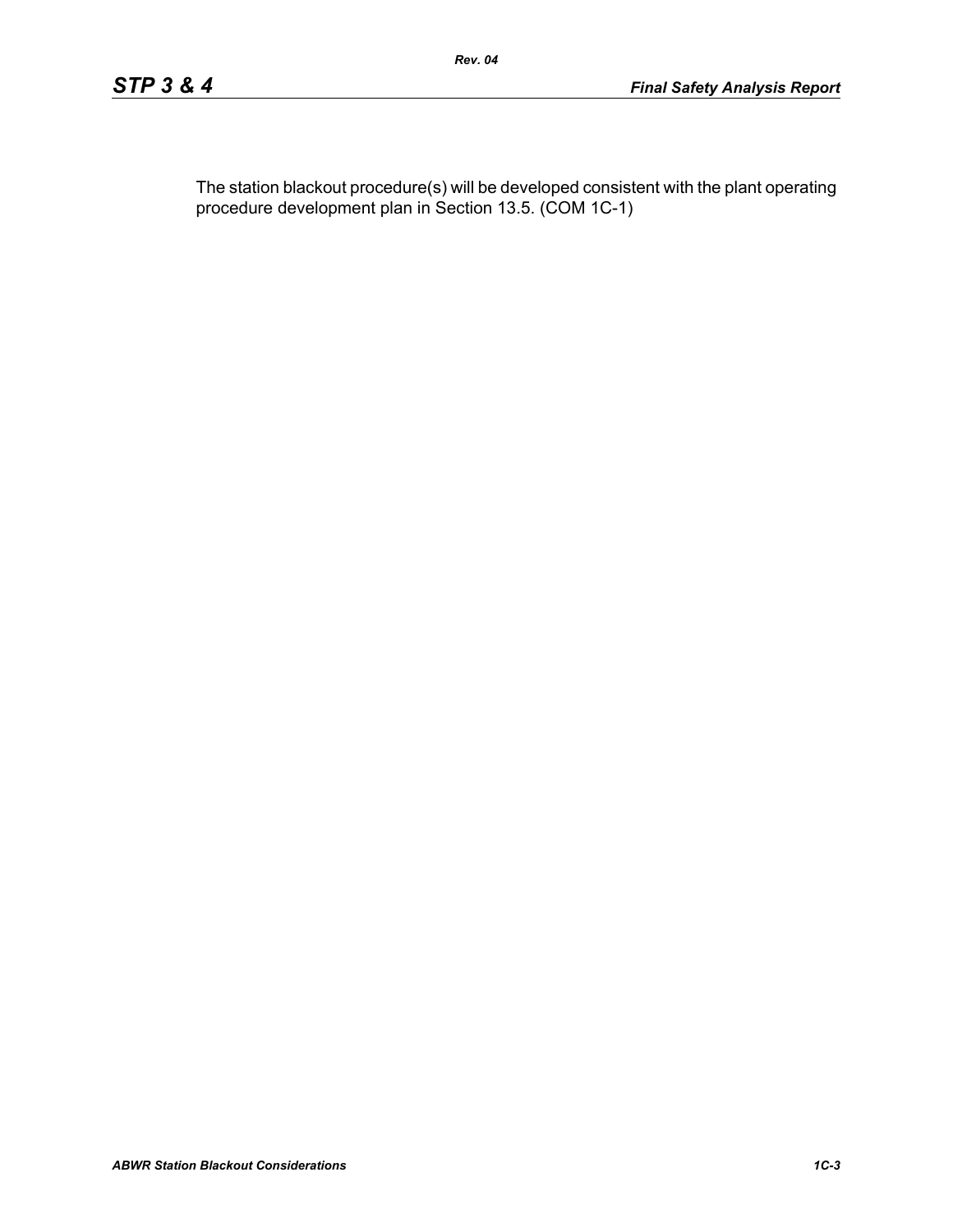The station blackout procedure(s) will be developed consistent with the plant operating procedure development plan in Section 13.5. (COM 1C-1)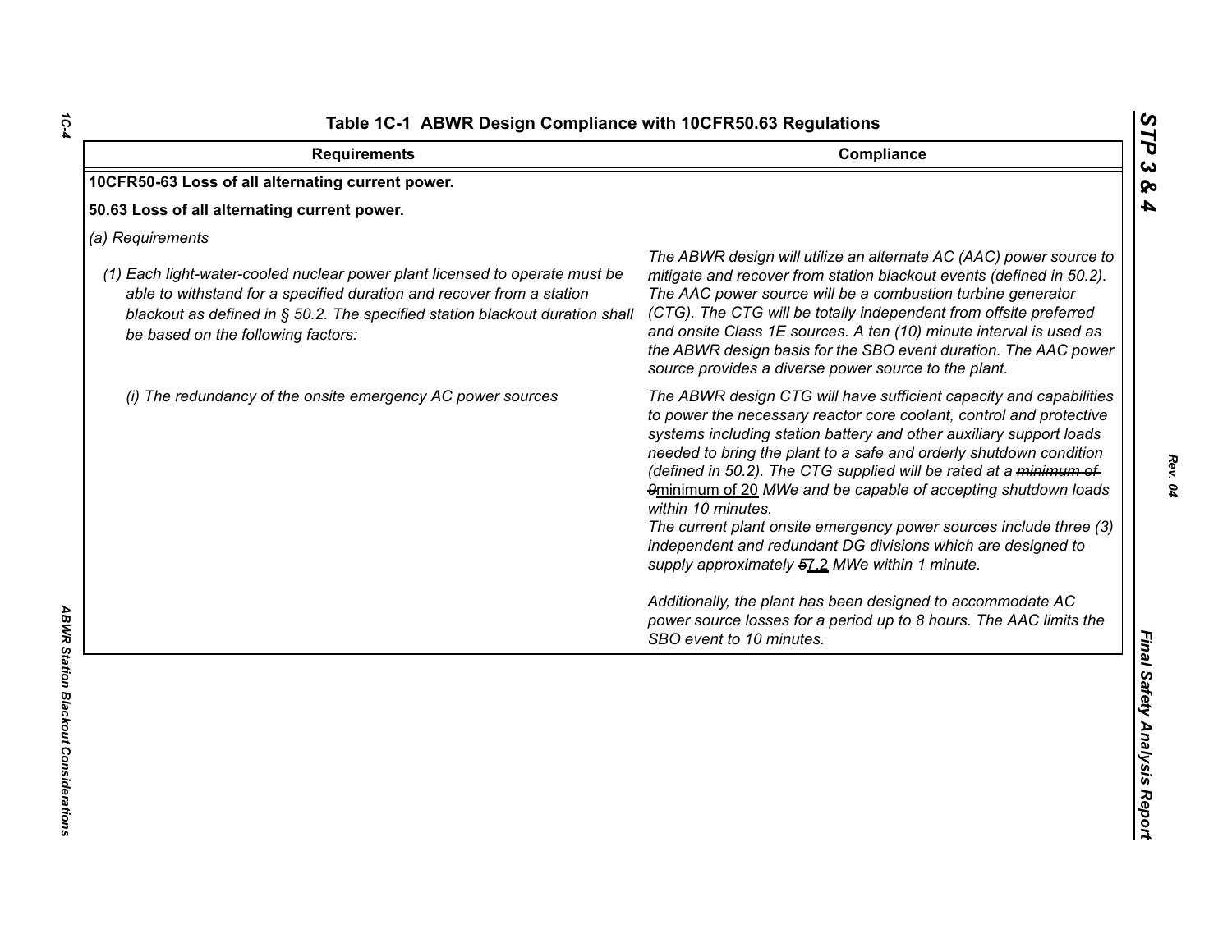Table 1C-1 ABWR Design Compliance with 10CFR50.63 Regulations

| Requirements | Compliance |
|---|---|
| **10CFR50-63 Loss of all alternating current power.** | |
| **50.63 Loss of all alternating current power.** | |
| *(a) Requirements* | |
| *(1) Each light-water-cooled nuclear power plant licensed to operate must be able to withstand for a specified duration and recover from a station blackout as defined in § 50.2. The specified station blackout duration shall be based on the following factors:* | *The ABWR design will utilize an alternate AC (AAC) power source to mitigate and recover from station blackout events (defined in 50.2). The AAC power source will be a combustion turbine generator (CTG). The CTG will be totally independent from offsite preferred and onsite Class 1E sources. A ten (10) minute interval is used as the ABWR design basis for the SBO event duration. The AAC power source provides a diverse power source to the plant.* |
| *(i) The redundancy of the onsite emergency AC power sources* | *The ABWR design CTG will have sufficient capacity and capabilities to power the necessary reactor core coolant, control and protective systems including station battery and other auxiliary support loads needed to bring the plant to a safe and orderly shutdown condition (defined in 50.2). The CTG supplied will be rated at a ~~minimum of 9~~minimum of 20 MWe and be capable of accepting shutdown loads within 10 minutes.*<br>*The current plant onsite emergency power sources include three (3) independent and redundant DG divisions which are designed to supply approximately ~~5~~7.2 MWe within 1 minute.*<br><br>*Additionally, the plant has been designed to accommodate AC power source losses for a period up to 8 hours. The AAC limits the SBO event to 10 minutes.* |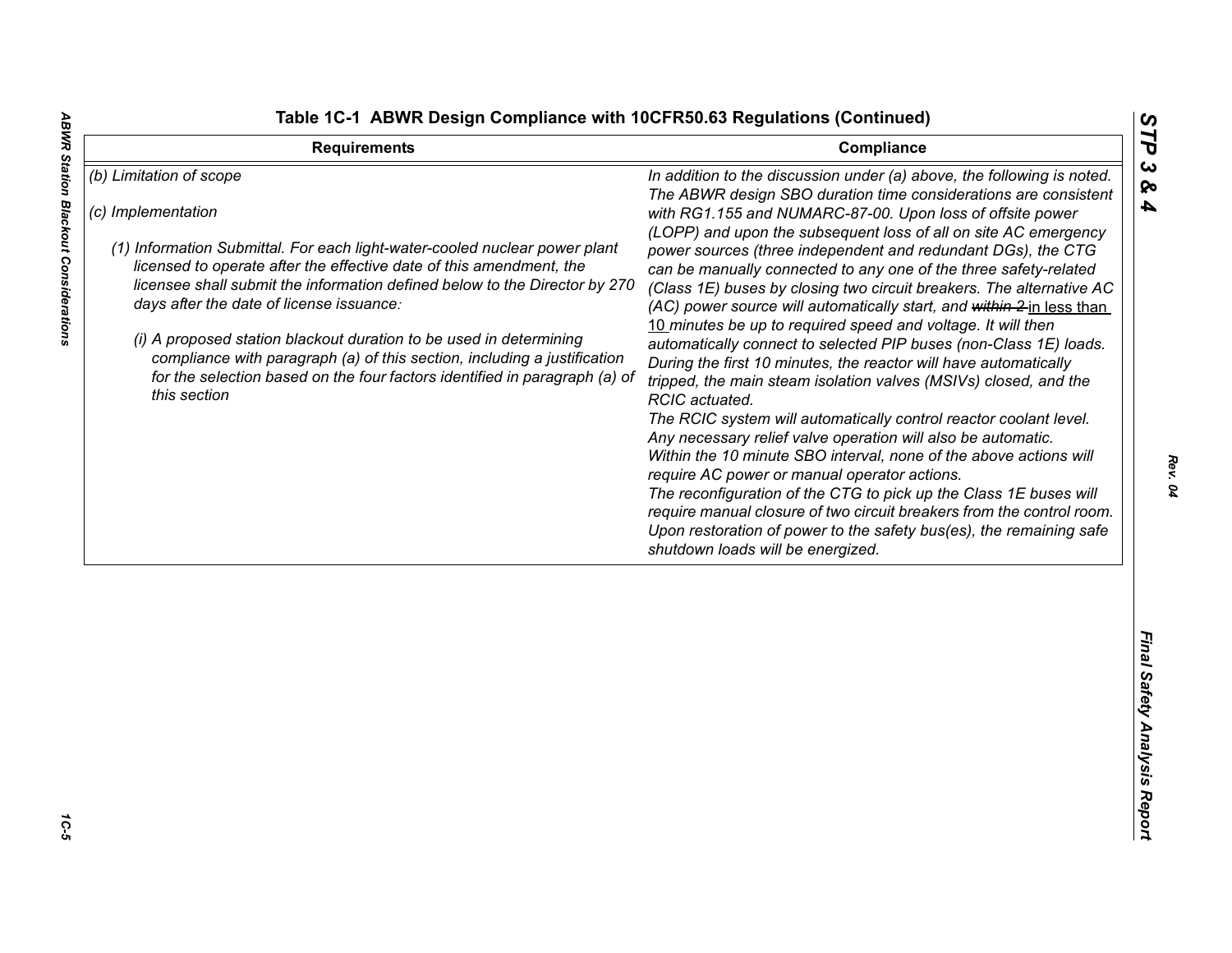**Table 1C-1 ABWR Design Compliance with 10CFR50.63 Regulations (Continued)**

| Requirements | Compliance |
|---|---|
| *(b) Limitation of scope*<br><br>*(c) Implementation*<br><br>*(1) Information Submittal. For each light-water-cooled nuclear power plant licensed to operate after the effective date of this amendment, the licensee shall submit the information defined below to the Director by 270 days after the date of license issuance:*<br><br>*(i) A proposed station blackout duration to be used in determining compliance with paragraph (a) of this section, including a justification for the selection based on the four factors identified in paragraph (a) of this section* | *In addition to the discussion under (a) above, the following is noted. The ABWR design SBO duration time considerations are consistent with RG1.155 and NUMARC-87-00. Upon loss of offsite power (LOPP) and upon the subsequent loss of all on site AC emergency power sources (three independent and redundant DGs), the CTG can be manually connected to any one of the three safety-related (Class 1E) buses by closing two circuit breakers. The alternative AC (AC) power source will automatically start, and ~~within 2~~ in less than 10 minutes be up to required speed and voltage. It will then automatically connect to selected PIP buses (non-Class 1E) loads. During the first 10 minutes, the reactor will have automatically tripped, the main steam isolation valves (MSIVs) closed, and the RCIC actuated.*<br>*The RCIC system will automatically control reactor coolant level. Any necessary relief valve operation will also be automatic.*<br>*Within the 10 minute SBO interval, none of the above actions will require AC power or manual operator actions.*<br>*The reconfiguration of the CTG to pick up the Class 1E buses will require manual closure of two circuit breakers from the control room. Upon restoration of power to the safety bus(es), the remaining safe shutdown loads will be energized.* |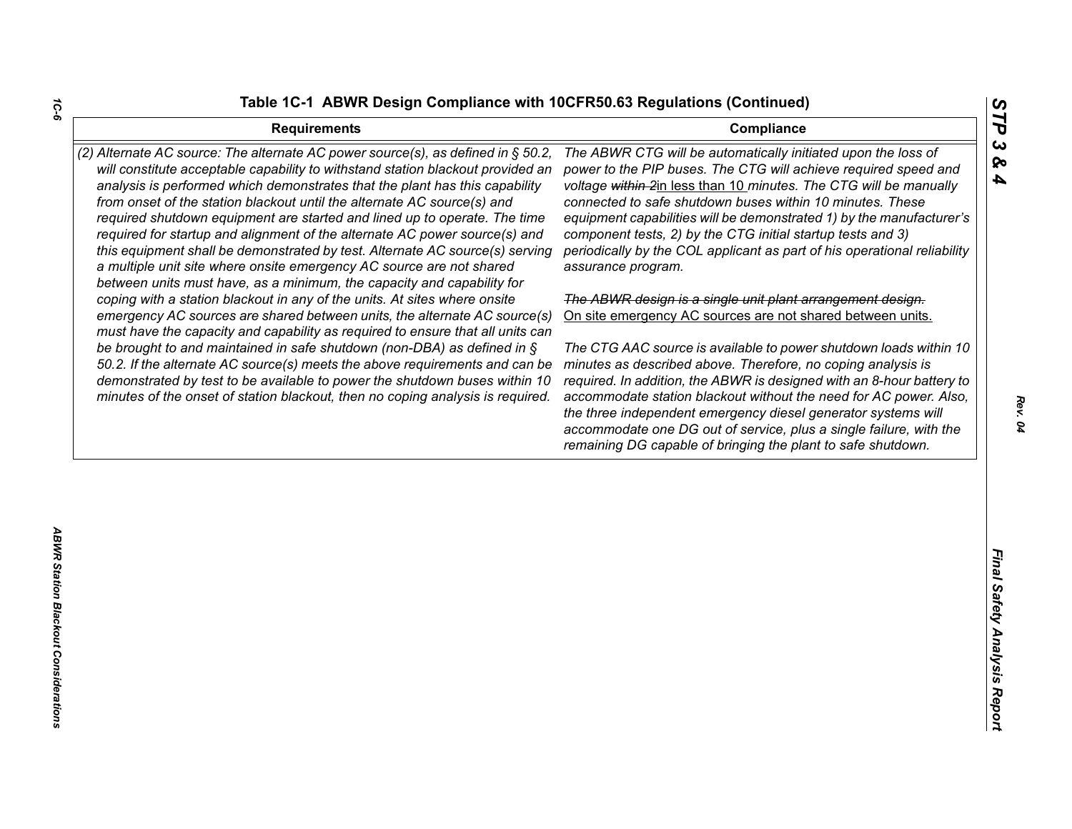**Table 1C-1 ABWR Design Compliance with 10CFR50.63 Regulations (Continued)**

| Requirements | Compliance |
|---|---|
| *(2) Alternate AC source: The alternate AC power source(s), as defined in § 50.2, will constitute acceptable capability to withstand station blackout provided an analysis is performed which demonstrates that the plant has this capability from onset of the station blackout until the alternate AC source(s) and required shutdown equipment are started and lined up to operate. The time required for startup and alignment of the alternate AC power source(s) and this equipment shall be demonstrated by test. Alternate AC source(s) serving a multiple unit site where onsite emergency AC source are not shared between units must have, as a minimum, the capacity and capability for coping with a station blackout in any of the units. At sites where onsite emergency AC sources are shared between units, the alternate AC source(s) must have the capacity and capability as required to ensure that all units can be brought to and maintained in safe shutdown (non-DBA) as defined in § 50.2. If the alternate AC source(s) meets the above requirements and can be demonstrated by test to be available to power the shutdown buses within 10 minutes of the onset of station blackout, then no coping analysis is required.* | *The ABWR CTG will be automatically initiated upon the loss of power to the PIP buses. The CTG will achieve required speed and voltage ~~within 2~~in less than 10 minutes. The CTG will be manually connected to safe shutdown buses within 10 minutes. These equipment capabilities will be demonstrated 1) by the manufacturer's component tests, 2) by the CTG initial startup tests and 3) periodically by the COL applicant as part of his operational reliability assurance program.*<br><br>*~~The ABWR design is a single unit plant arrangement design.~~*<br>On site emergency AC sources are not shared between units.<br><br>*The CTG AAC source is available to power shutdown loads within 10 minutes as described above. Therefore, no coping analysis is required. In addition, the ABWR is designed with an 8-hour battery to accommodate station blackout without the need for AC power. Also, the three independent emergency diesel generator systems will accommodate one DG out of service, plus a single failure, with the remaining DG capable of bringing the plant to safe shutdown.* |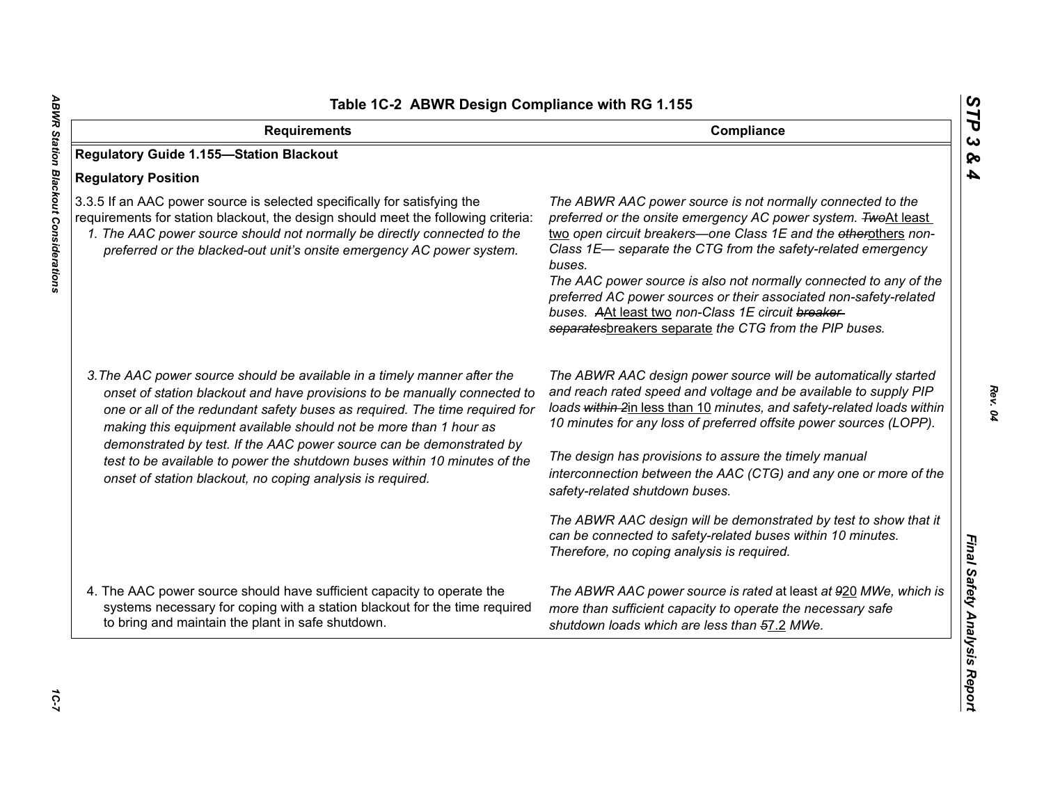## Table 1C-2 ABWR Design Compliance with RG 1.155

| Requirements | Compliance |
|---|---|
| **Regulatory Guide 1.155—Station Blackout** | |
| **Regulatory Position** | |
| 3.3.5 If an AAC power source is selected specifically for satisfying the requirements for station blackout, the design should meet the following criteria:<br>*1. The AAC power source should not normally be directly connected to the preferred or the blacked-out unit's onsite emergency AC power system.* | *The ABWR AAC power source is not normally connected to the preferred or the onsite emergency AC power system. ~~Two~~At least two open circuit breakers—one Class 1E and the ~~other~~others non-Class 1E— separate the CTG from the safety-related emergency buses.*<br>*The AAC power source is also not normally connected to any of the preferred AC power sources or their associated non-safety-related buses. ~~A~~At least two non-Class 1E circuit ~~breaker separates~~breakers separate the CTG from the PIP buses.* |
| *3.The AAC power source should be available in a timely manner after the onset of station blackout and have provisions to be manually connected to one or all of the redundant safety buses as required. The time required for making this equipment available should not be more than 1 hour as demonstrated by test. If the AAC power source can be demonstrated by test to be available to power the shutdown buses within 10 minutes of the onset of station blackout, no coping analysis is required.* | *The ABWR AAC design power source will be automatically started and reach rated speed and voltage and be available to supply PIP loads ~~within 2~~in less than 10 minutes, and safety-related loads within 10 minutes for any loss of preferred offsite power sources (LOPP).*<br>*The design has provisions to assure the timely manual interconnection between the AAC (CTG) and any one or more of the safety-related shutdown buses.*<br>*The ABWR AAC design will be demonstrated by test to show that it can be connected to safety-related buses within 10 minutes. Therefore, no coping analysis is required.* |
| 4. The AAC power source should have sufficient capacity to operate the systems necessary for coping with a station blackout for the time required to bring and maintain the plant in safe shutdown. | *The ABWR AAC power source is rated* at least *at ~~9~~20 MWe, which is more than sufficient capacity to operate the necessary safe shutdown loads which are less than ~~5~~7.2 MWe.* |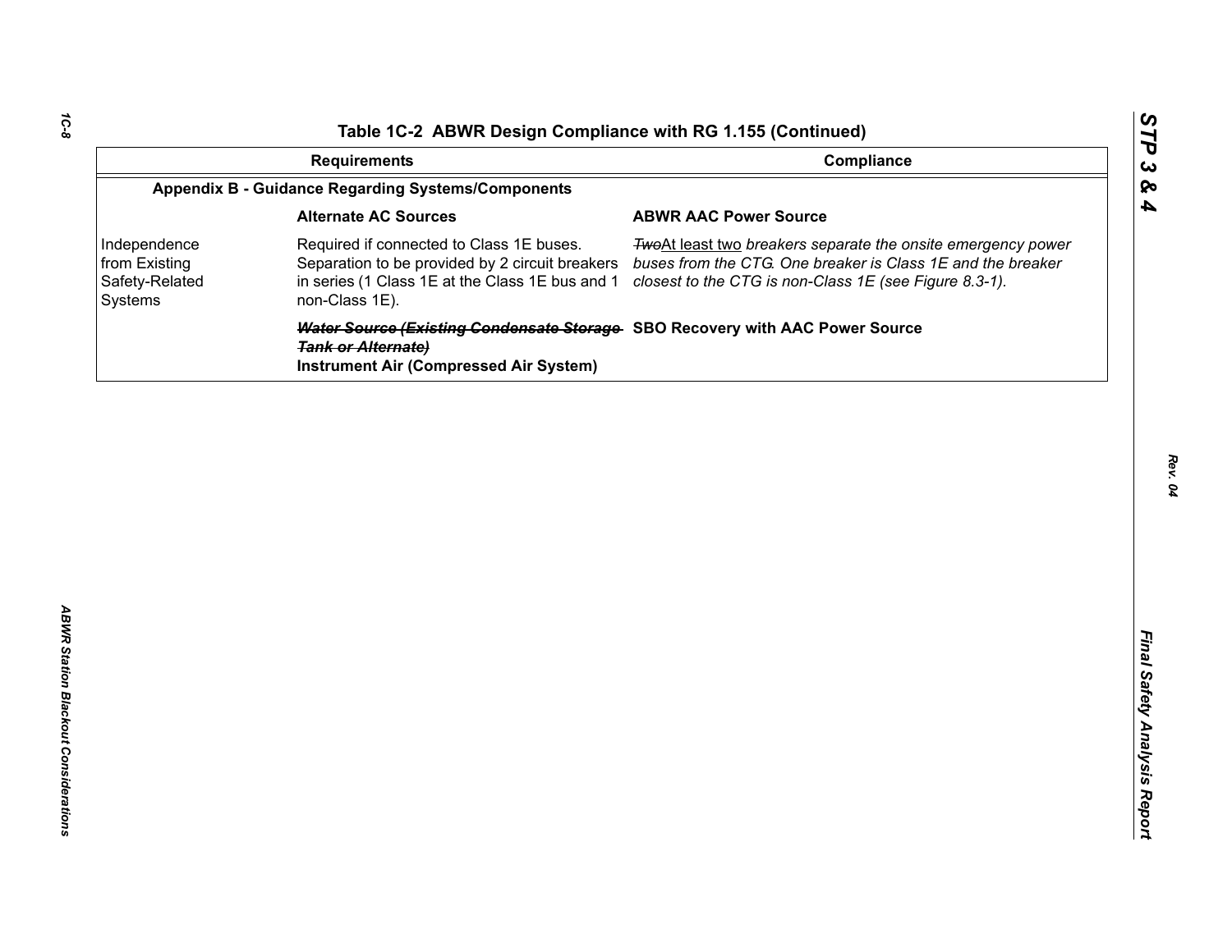# Table 1C-2 ABWR Design Compliance with RG 1.155 (Continued)

| Requirements | | Compliance |
|---|---|---|
| **Appendix B - Guidance Regarding Systems/Components** | | |
| | **Alternate AC Sources** | **ABWR AAC Power Source** |
| Independence from Existing Safety-Related Systems | Required if connected to Class 1E buses. Separation to be provided by 2 circuit breakers in series (1 Class 1E at the Class 1E bus and 1 non-Class 1E). | ~~*Two*~~<u>At least two</u> *breakers separate the onsite emergency power buses from the CTG. One breaker is Class 1E and the breaker closest to the CTG is non-Class 1E (see Figure 8.3-1).* |
| | ~~***Water Source (Existing Condensate Storage Tank or Alternate)***~~ **Instrument Air (Compressed Air System)** | **SBO Recovery with AAC Power Source** |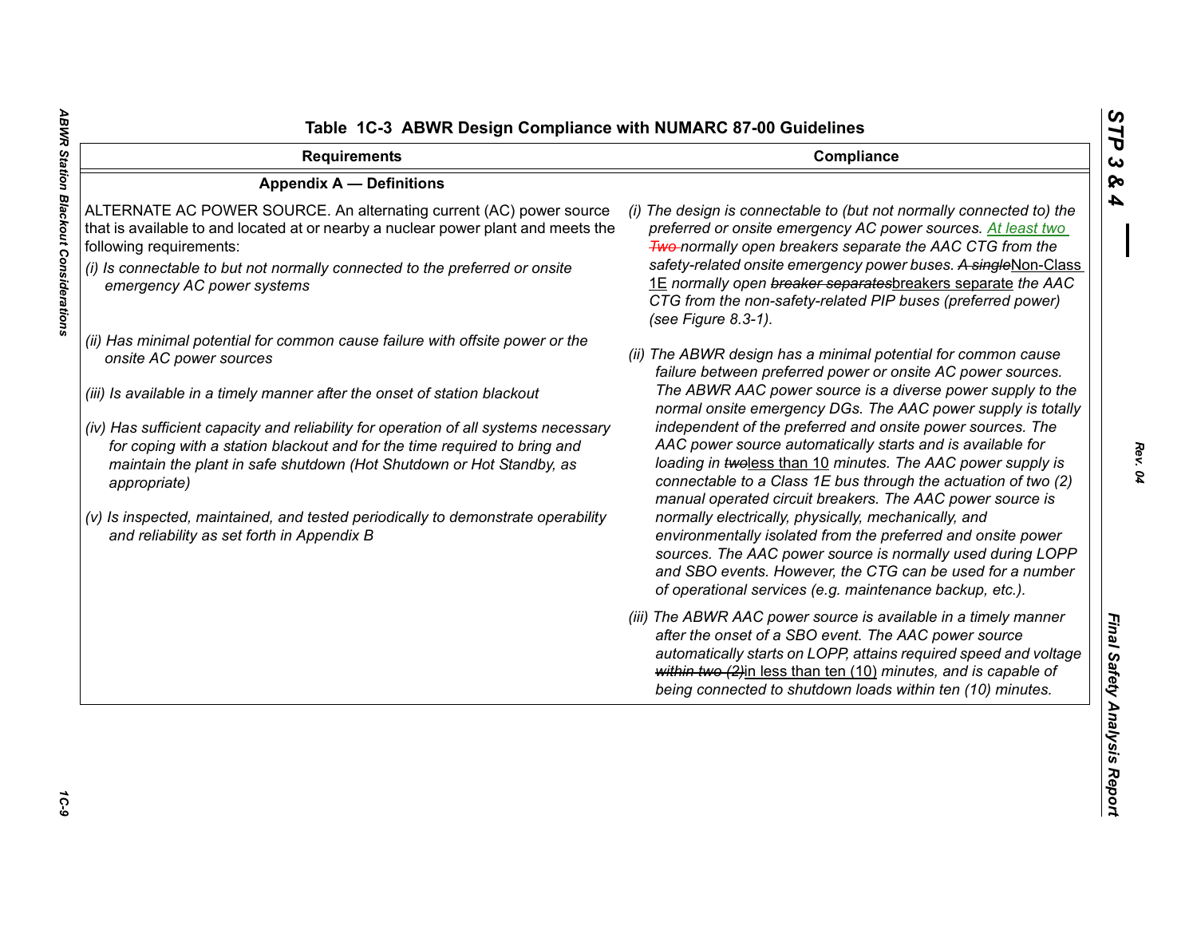## Table 1C-3 ABWR Design Compliance with NUMARC 87-00 Guidelines

| Requirements | Compliance |
|---|---|
| **Appendix A — Definitions** | |
| ALTERNATE AC POWER SOURCE. An alternating current (AC) power source that is available to and located at or nearby a nuclear power plant and meets the following requirements:<br>*(i) Is connectable to but not normally connected to the preferred or onsite emergency AC power systems*<br>*(ii) Has minimal potential for common cause failure with offsite power or the onsite AC power sources*<br>*(iii) Is available in a timely manner after the onset of station blackout*<br>*(iv) Has sufficient capacity and reliability for operation of all systems necessary for coping with a station blackout and for the time required to bring and maintain the plant in safe shutdown (Hot Shutdown or Hot Standby, as appropriate)*<br>*(v) Is inspected, maintained, and tested periodically to demonstrate operability and reliability as set forth in Appendix B* | *(i) The design is connectable to (but not normally connected to) the preferred or onsite emergency AC power sources. At least two ~~Two~~ normally open breakers separate the AAC CTG from the safety-related onsite emergency power buses. ~~A single~~Non-Class 1E normally open ~~breaker separates~~breakers separate the AAC CTG from the non-safety-related PIP buses (preferred power) (see Figure 8.3-1).*<br>*(ii) The ABWR design has a minimal potential for common cause failure between preferred power or onsite AC power sources. The ABWR AAC power source is a diverse power supply to the normal onsite emergency DGs. The AAC power supply is totally independent of the preferred and onsite power sources. The AAC power source automatically starts and is available for loading in ~~two~~less than 10 minutes. The AAC power supply is connectable to a Class 1E bus through the actuation of two (2) manual operated circuit breakers. The AAC power source is normally electrically, physically, mechanically, and environmentally isolated from the preferred and onsite power sources. The AAC power source is normally used during LOPP and SBO events. However, the CTG can be used for a number of operational services (e.g. maintenance backup, etc.).*<br>*(iii) The ABWR AAC power source is available in a timely manner after the onset of a SBO event. The AAC power source automatically starts on LOPP, attains required speed and voltage ~~within two (2)~~in less than ten (10) minutes, and is capable of being connected to shutdown loads within ten (10) minutes.* |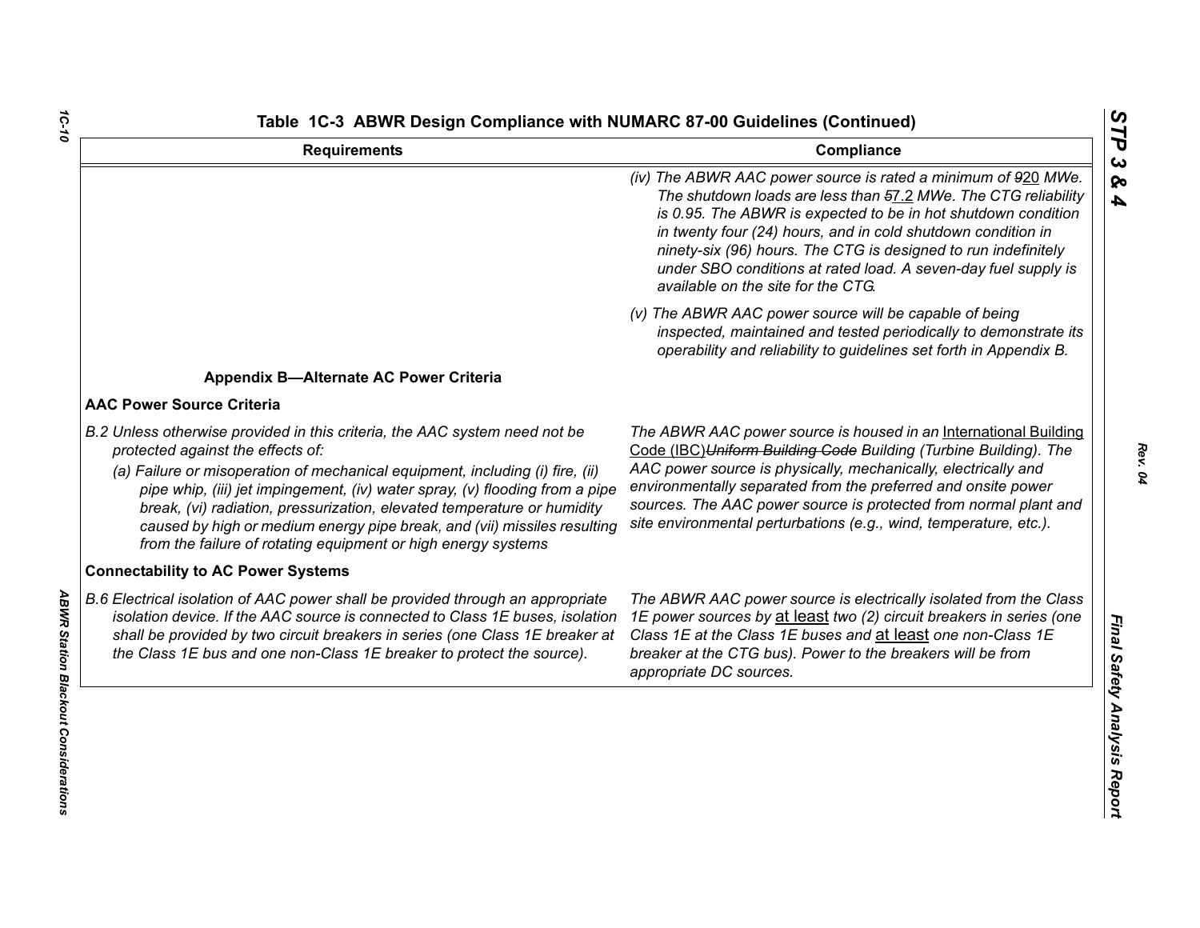## Table 1C-3 ABWR Design Compliance with NUMARC 87-00 Guidelines (Continued)

| Requirements | Compliance |
|---|---|
| | *(iv) The ABWR AAC power source is rated a minimum of ~~9~~20 MWe. The shutdown loads are less than ~~5~~7.2 MWe. The CTG reliability is 0.95. The ABWR is expected to be in hot shutdown condition in twenty four (24) hours, and in cold shutdown condition in ninety-six (96) hours. The CTG is designed to run indefinitely under SBO conditions at rated load. A seven-day fuel supply is available on the site for the CTG.* |
| | *(v) The ABWR AAC power source will be capable of being inspected, maintained and tested periodically to demonstrate its operability and reliability to guidelines set forth in Appendix B.* |
| **Appendix B—Alternate AC Power Criteria** | |
| **AAC Power Source Criteria** | |
| *B.2 Unless otherwise provided in this criteria, the AAC system need not be protected against the effects of:*<br>*(a) Failure or misoperation of mechanical equipment, including (i) fire, (ii) pipe whip, (iii) jet impingement, (iv) water spray, (v) flooding from a pipe break, (vi) radiation, pressurization, elevated temperature or humidity caused by high or medium energy pipe break, and (vii) missiles resulting from the failure of rotating equipment or high energy systems* | *The ABWR AAC power source is housed in an International Building Code (IBC)~~Uniform Building Code~~ Building (Turbine Building). The AAC power source is physically, mechanically, electrically and environmentally separated from the preferred and onsite power sources. The AAC power source is protected from normal plant and site environmental perturbations (e.g., wind, temperature, etc.).* |
| **Connectability to AC Power Systems** | |
| *B.6 Electrical isolation of AAC power shall be provided through an appropriate isolation device. If the AAC source is connected to Class 1E buses, isolation shall be provided by two circuit breakers in series (one Class 1E breaker at the Class 1E bus and one non-Class 1E breaker to protect the source).* | *The ABWR AAC power source is electrically isolated from the Class 1E power sources by at least two (2) circuit breakers in series (one Class 1E at the Class 1E buses and at least one non-Class 1E breaker at the CTG bus). Power to the breakers will be from appropriate DC sources.* |